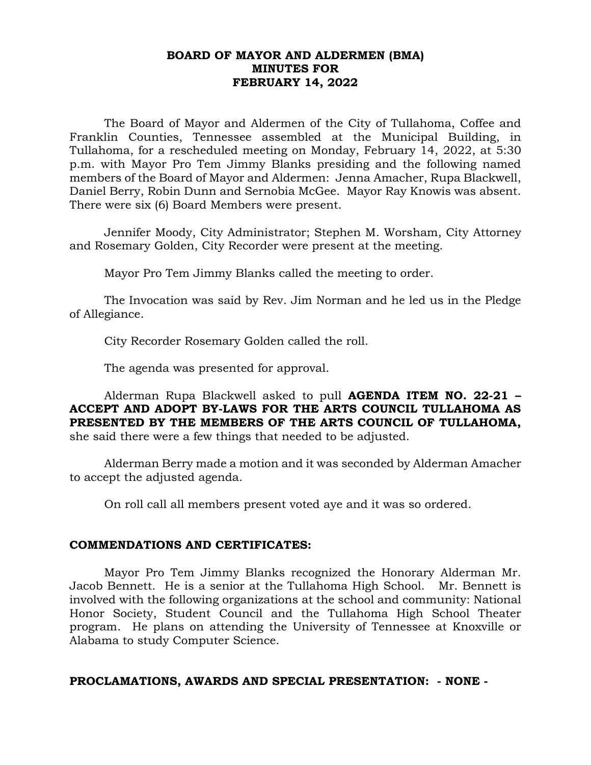**BOARD OF MAYOR AND ALDERMEN (BMA)**
**MINUTES FOR**
**FEBRUARY 14, 2022**

The Board of Mayor and Aldermen of the City of Tullahoma, Coffee and Franklin Counties, Tennessee assembled at the Municipal Building, in Tullahoma, for a rescheduled meeting on Monday, February 14, 2022, at 5:30 p.m. with Mayor Pro Tem Jimmy Blanks presiding and the following named members of the Board of Mayor and Aldermen: Jenna Amacher, Rupa Blackwell, Daniel Berry, Robin Dunn and Sernobia McGee. Mayor Ray Knowis was absent. There were six (6) Board Members were present.

Jennifer Moody, City Administrator; Stephen M. Worsham, City Attorney and Rosemary Golden, City Recorder were present at the meeting.

Mayor Pro Tem Jimmy Blanks called the meeting to order.

The Invocation was said by Rev. Jim Norman and he led us in the Pledge of Allegiance.

City Recorder Rosemary Golden called the roll.

The agenda was presented for approval.

Alderman Rupa Blackwell asked to pull **AGENDA ITEM NO. 22-21 – ACCEPT AND ADOPT BY-LAWS FOR THE ARTS COUNCIL TULLAHOMA AS PRESENTED BY THE MEMBERS OF THE ARTS COUNCIL OF TULLAHOMA,** she said there were a few things that needed to be adjusted.

Alderman Berry made a motion and it was seconded by Alderman Amacher to accept the adjusted agenda.

On roll call all members present voted aye and it was so ordered.

**COMMENDATIONS AND CERTIFICATES:**

Mayor Pro Tem Jimmy Blanks recognized the Honorary Alderman Mr. Jacob Bennett. He is a senior at the Tullahoma High School. Mr. Bennett is involved with the following organizations at the school and community: National Honor Society, Student Council and the Tullahoma High School Theater program. He plans on attending the University of Tennessee at Knoxville or Alabama to study Computer Science.

**PROCLAMATIONS, AWARDS AND SPECIAL PRESENTATION: - NONE -**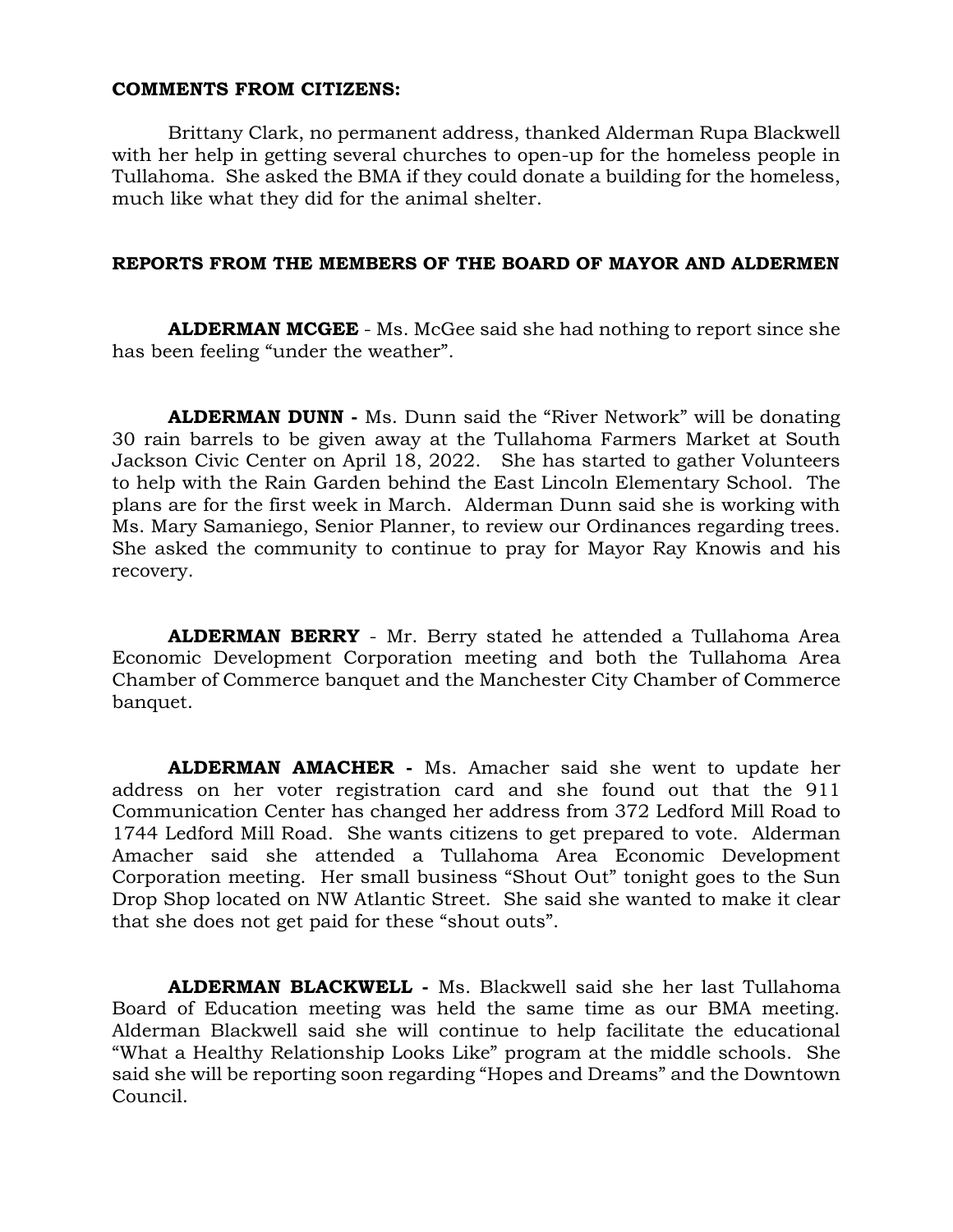**COMMENTS FROM CITIZENS:**

Brittany Clark, no permanent address, thanked Alderman Rupa Blackwell with her help in getting several churches to open-up for the homeless people in Tullahoma. She asked the BMA if they could donate a building for the homeless, much like what they did for the animal shelter.

**REPORTS FROM THE MEMBERS OF THE BOARD OF MAYOR AND ALDERMEN**

**ALDERMAN MCGEE** - Ms. McGee said she had nothing to report since she has been feeling "under the weather".

**ALDERMAN DUNN -** Ms. Dunn said the "River Network" will be donating 30 rain barrels to be given away at the Tullahoma Farmers Market at South Jackson Civic Center on April 18, 2022. She has started to gather Volunteers to help with the Rain Garden behind the East Lincoln Elementary School. The plans are for the first week in March. Alderman Dunn said she is working with Ms. Mary Samaniego, Senior Planner, to review our Ordinances regarding trees. She asked the community to continue to pray for Mayor Ray Knowis and his recovery.

**ALDERMAN BERRY** - Mr. Berry stated he attended a Tullahoma Area Economic Development Corporation meeting and both the Tullahoma Area Chamber of Commerce banquet and the Manchester City Chamber of Commerce banquet.

**ALDERMAN AMACHER -** Ms. Amacher said she went to update her address on her voter registration card and she found out that the 911 Communication Center has changed her address from 372 Ledford Mill Road to 1744 Ledford Mill Road. She wants citizens to get prepared to vote. Alderman Amacher said she attended a Tullahoma Area Economic Development Corporation meeting. Her small business "Shout Out" tonight goes to the Sun Drop Shop located on NW Atlantic Street. She said she wanted to make it clear that she does not get paid for these "shout outs".

**ALDERMAN BLACKWELL -** Ms. Blackwell said she her last Tullahoma Board of Education meeting was held the same time as our BMA meeting. Alderman Blackwell said she will continue to help facilitate the educational "What a Healthy Relationship Looks Like" program at the middle schools. She said she will be reporting soon regarding "Hopes and Dreams" and the Downtown Council.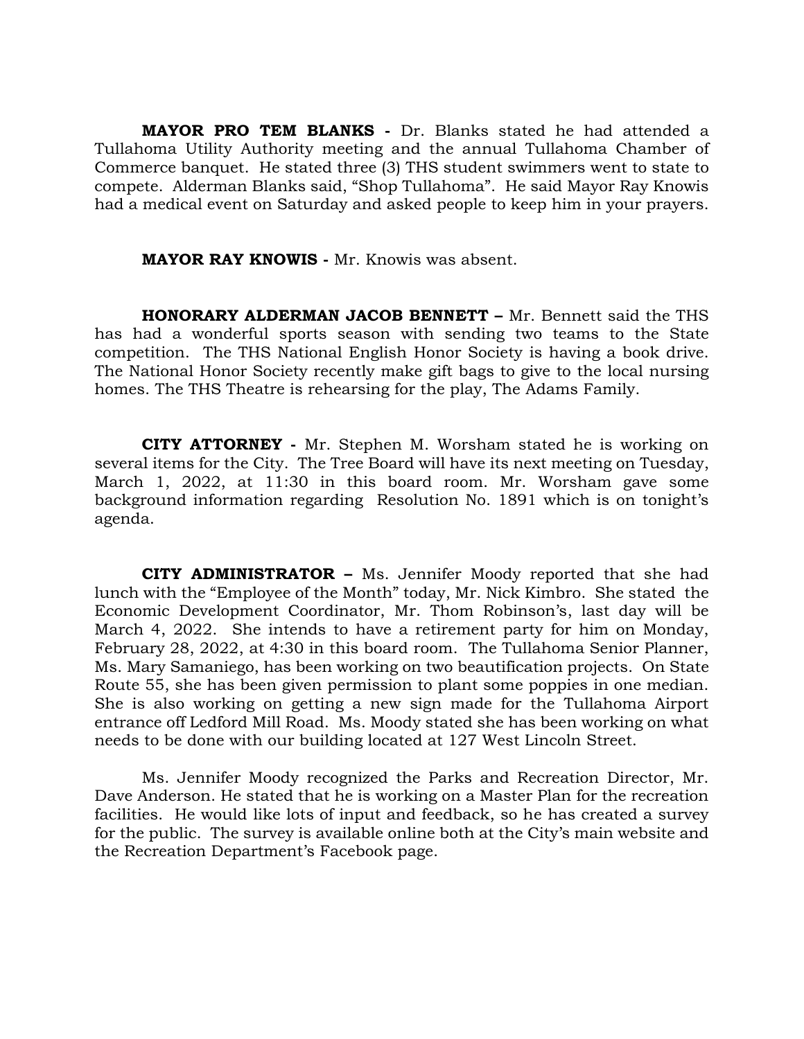**MAYOR PRO TEM BLANKS -** Dr. Blanks stated he had attended a Tullahoma Utility Authority meeting and the annual Tullahoma Chamber of Commerce banquet. He stated three (3) THS student swimmers went to state to compete. Alderman Blanks said, "Shop Tullahoma". He said Mayor Ray Knowis had a medical event on Saturday and asked people to keep him in your prayers.

**MAYOR RAY KNOWIS -** Mr. Knowis was absent.

**HONORARY ALDERMAN JACOB BENNETT –** Mr. Bennett said the THS has had a wonderful sports season with sending two teams to the State competition. The THS National English Honor Society is having a book drive. The National Honor Society recently make gift bags to give to the local nursing homes. The THS Theatre is rehearsing for the play, The Adams Family.

**CITY ATTORNEY -** Mr. Stephen M. Worsham stated he is working on several items for the City. The Tree Board will have its next meeting on Tuesday, March 1, 2022, at 11:30 in this board room. Mr. Worsham gave some background information regarding Resolution No. 1891 which is on tonight's agenda.

**CITY ADMINISTRATOR –** Ms. Jennifer Moody reported that she had lunch with the "Employee of the Month" today, Mr. Nick Kimbro. She stated the Economic Development Coordinator, Mr. Thom Robinson's, last day will be March 4, 2022. She intends to have a retirement party for him on Monday, February 28, 2022, at 4:30 in this board room. The Tullahoma Senior Planner, Ms. Mary Samaniego, has been working on two beautification projects. On State Route 55, she has been given permission to plant some poppies in one median. She is also working on getting a new sign made for the Tullahoma Airport entrance off Ledford Mill Road. Ms. Moody stated she has been working on what needs to be done with our building located at 127 West Lincoln Street.

Ms. Jennifer Moody recognized the Parks and Recreation Director, Mr. Dave Anderson. He stated that he is working on a Master Plan for the recreation facilities. He would like lots of input and feedback, so he has created a survey for the public. The survey is available online both at the City's main website and the Recreation Department's Facebook page.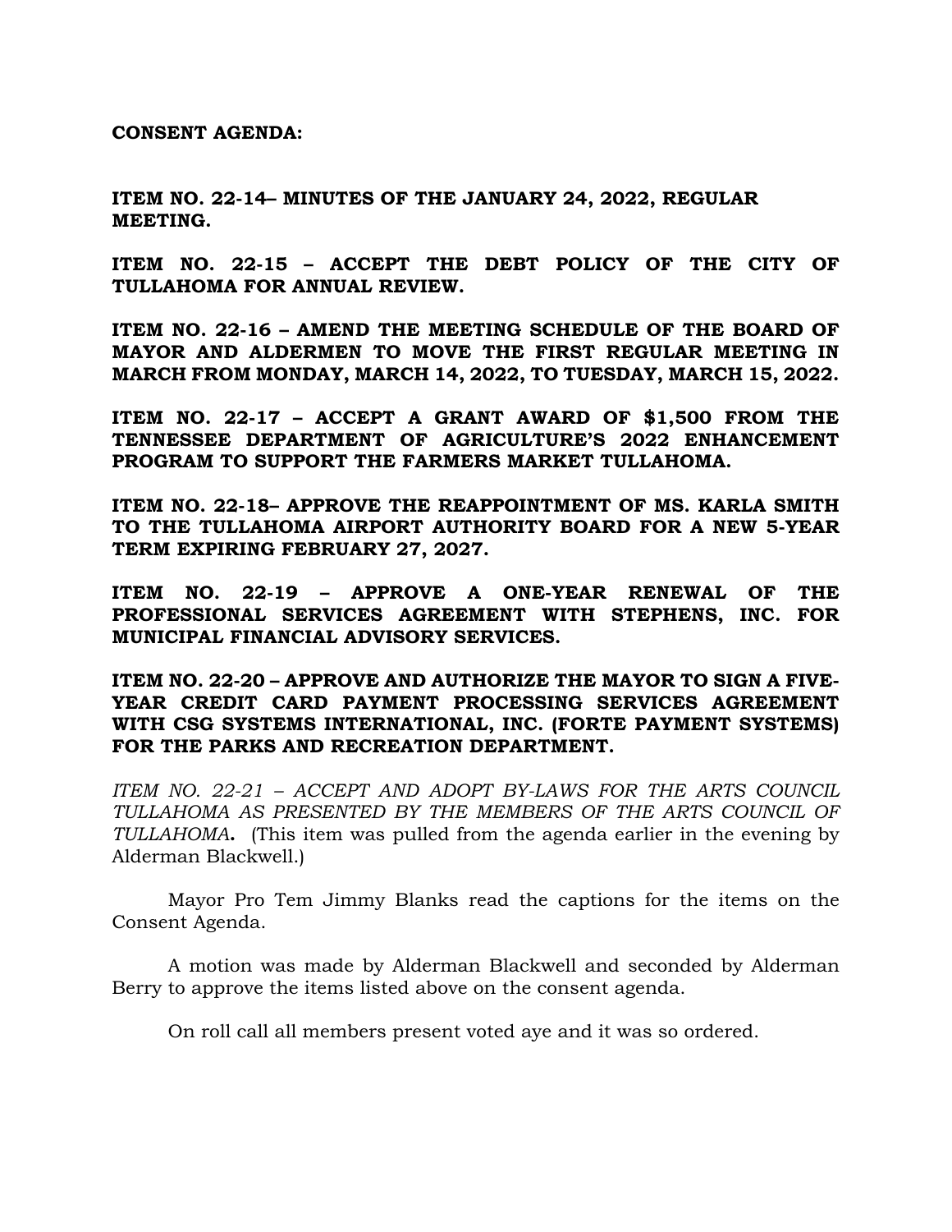**CONSENT AGENDA:**

**ITEM NO. 22-14– MINUTES OF THE JANUARY 24, 2022, REGULAR MEETING.**

**ITEM NO. 22-15 – ACCEPT THE DEBT POLICY OF THE CITY OF TULLAHOMA FOR ANNUAL REVIEW.**

**ITEM NO. 22-16 – AMEND THE MEETING SCHEDULE OF THE BOARD OF MAYOR AND ALDERMEN TO MOVE THE FIRST REGULAR MEETING IN MARCH FROM MONDAY, MARCH 14, 2022, TO TUESDAY, MARCH 15, 2022.**

**ITEM NO. 22-17 – ACCEPT A GRANT AWARD OF $1,500 FROM THE TENNESSEE DEPARTMENT OF AGRICULTURE'S 2022 ENHANCEMENT PROGRAM TO SUPPORT THE FARMERS MARKET TULLAHOMA.**

**ITEM NO. 22-18– APPROVE THE REAPPOINTMENT OF MS. KARLA SMITH TO THE TULLAHOMA AIRPORT AUTHORITY BOARD FOR A NEW 5-YEAR TERM EXPIRING FEBRUARY 27, 2027.**

**ITEM NO. 22-19 – APPROVE A ONE-YEAR RENEWAL OF THE PROFESSIONAL SERVICES AGREEMENT WITH STEPHENS, INC. FOR MUNICIPAL FINANCIAL ADVISORY SERVICES.**

**ITEM NO. 22-20 – APPROVE AND AUTHORIZE THE MAYOR TO SIGN A FIVE-YEAR CREDIT CARD PAYMENT PROCESSING SERVICES AGREEMENT WITH CSG SYSTEMS INTERNATIONAL, INC. (FORTE PAYMENT SYSTEMS) FOR THE PARKS AND RECREATION DEPARTMENT.**

*ITEM NO. 22-21 – ACCEPT AND ADOPT BY-LAWS FOR THE ARTS COUNCIL TULLAHOMA AS PRESENTED BY THE MEMBERS OF THE ARTS COUNCIL OF TULLAHOMA***.** (This item was pulled from the agenda earlier in the evening by Alderman Blackwell.)

Mayor Pro Tem Jimmy Blanks read the captions for the items on the Consent Agenda.

A motion was made by Alderman Blackwell and seconded by Alderman Berry to approve the items listed above on the consent agenda.

On roll call all members present voted aye and it was so ordered.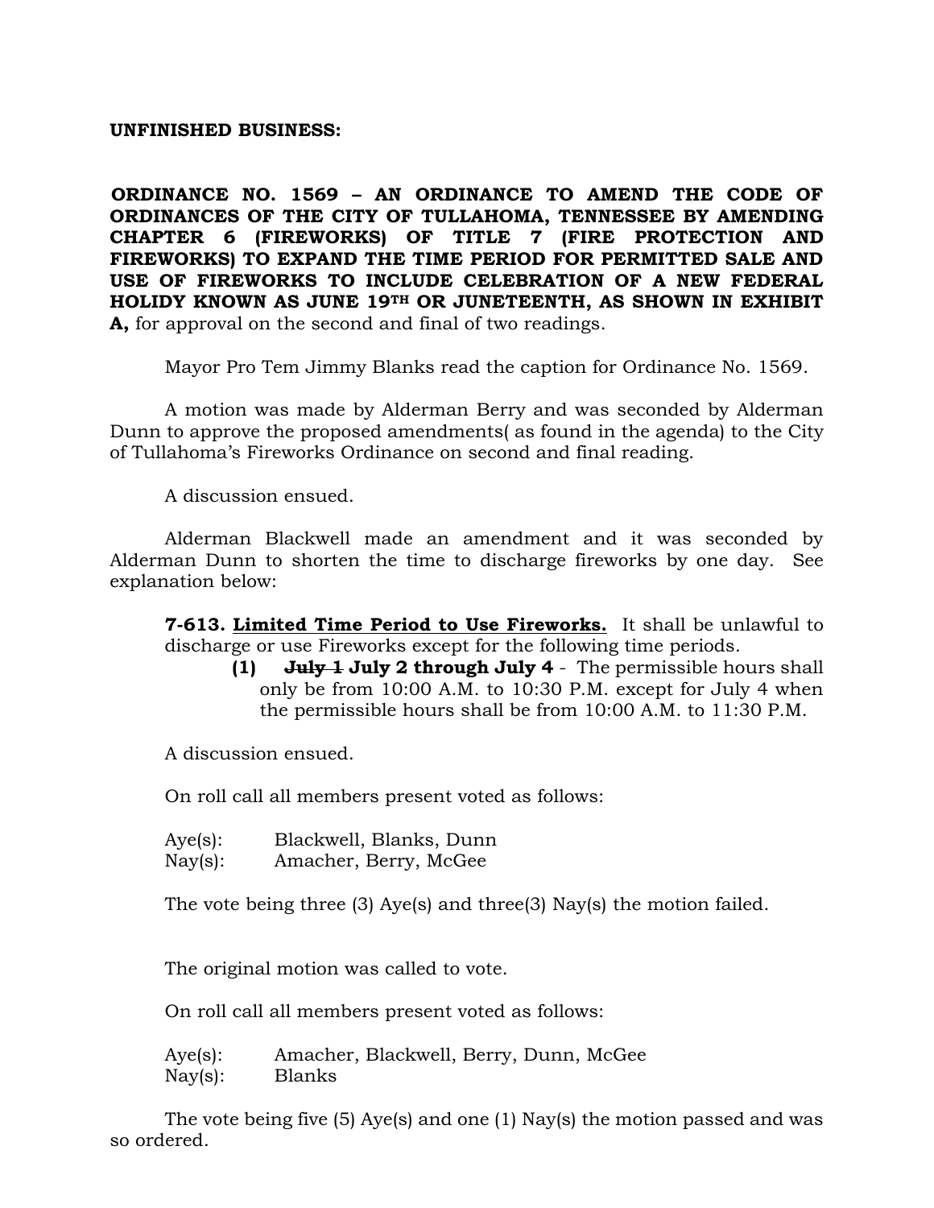**UNFINISHED BUSINESS:**

**ORDINANCE NO. 1569 – AN ORDINANCE TO AMEND THE CODE OF ORDINANCES OF THE CITY OF TULLAHOMA, TENNESSEE BY AMENDING CHAPTER 6 (FIREWORKS) OF TITLE 7 (FIRE PROTECTION AND FIREWORKS) TO EXPAND THE TIME PERIOD FOR PERMITTED SALE AND USE OF FIREWORKS TO INCLUDE CELEBRATION OF A NEW FEDERAL HOLIDY KNOWN AS JUNE 19TH OR JUNETEENTH, AS SHOWN IN EXHIBIT A,** for approval on the second and final of two readings.

Mayor Pro Tem Jimmy Blanks read the caption for Ordinance No. 1569.

A motion was made by Alderman Berry and was seconded by Alderman Dunn to approve the proposed amendments( as found in the agenda) to the City of Tullahoma's Fireworks Ordinance on second and final reading.

A discussion ensued.

Alderman Blackwell made an amendment and it was seconded by Alderman Dunn to shorten the time to discharge fireworks by one day. See explanation below:

> **7-613. Limited Time Period to Use Fireworks.** It shall be unlawful to discharge or use Fireworks except for the following time periods.
>
> **(1)** ~~**July 1**~~ **July 2 through July 4** - The permissible hours shall only be from 10:00 A.M. to 10:30 P.M. except for July 4 when the permissible hours shall be from 10:00 A.M. to 11:30 P.M.

A discussion ensued.

On roll call all members present voted as follows:

Aye(s): Blackwell, Blanks, Dunn
Nay(s): Amacher, Berry, McGee

The vote being three (3) Aye(s) and three(3) Nay(s) the motion failed.

The original motion was called to vote.

On roll call all members present voted as follows:

Aye(s): Amacher, Blackwell, Berry, Dunn, McGee
Nay(s): Blanks

The vote being five (5) Aye(s) and one (1) Nay(s) the motion passed and was so ordered.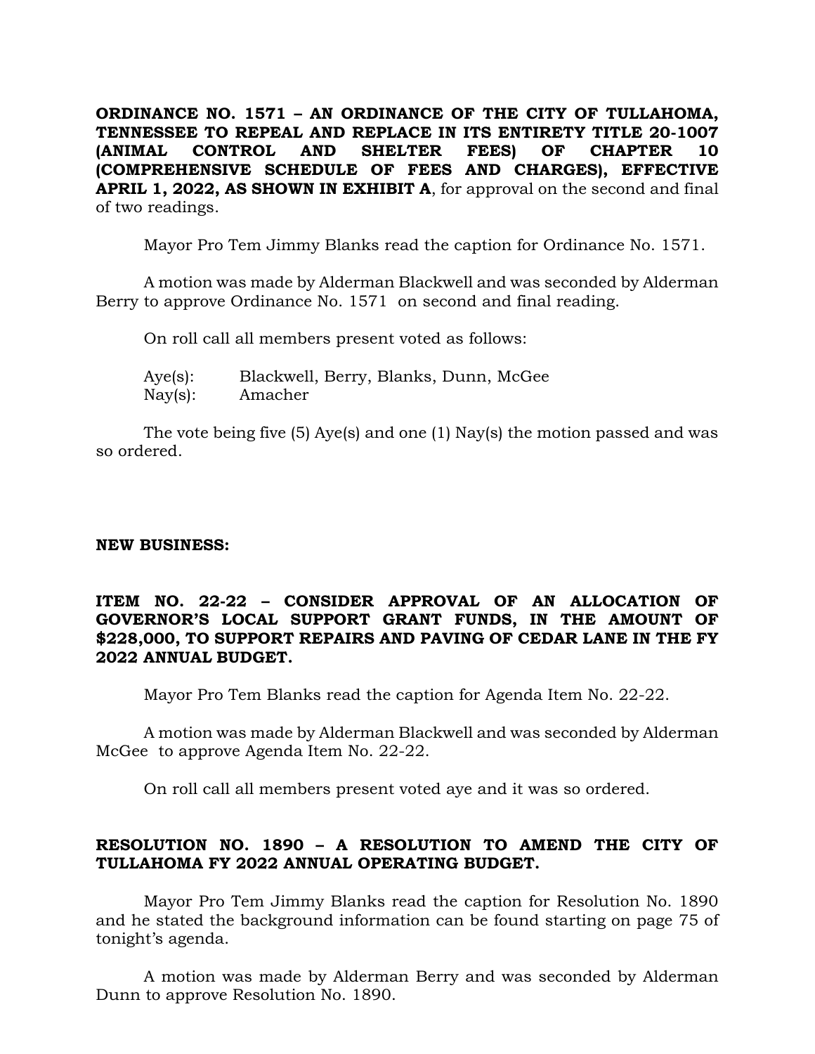**ORDINANCE NO. 1571 – AN ORDINANCE OF THE CITY OF TULLAHOMA, TENNESSEE TO REPEAL AND REPLACE IN ITS ENTIRETY TITLE 20-1007 (ANIMAL CONTROL AND SHELTER FEES) OF CHAPTER 10 (COMPREHENSIVE SCHEDULE OF FEES AND CHARGES), EFFECTIVE APRIL 1, 2022, AS SHOWN IN EXHIBIT A**, for approval on the second and final of two readings.

Mayor Pro Tem Jimmy Blanks read the caption for Ordinance No. 1571.

A motion was made by Alderman Blackwell and was seconded by Alderman Berry to approve Ordinance No. 1571 on second and final reading.

On roll call all members present voted as follows:

Aye(s): Blackwell, Berry, Blanks, Dunn, McGee
Nay(s): Amacher

The vote being five (5) Aye(s) and one (1) Nay(s) the motion passed and was so ordered.

**NEW BUSINESS:**

**ITEM NO. 22-22 – CONSIDER APPROVAL OF AN ALLOCATION OF GOVERNOR'S LOCAL SUPPORT GRANT FUNDS, IN THE AMOUNT OF $228,000, TO SUPPORT REPAIRS AND PAVING OF CEDAR LANE IN THE FY 2022 ANNUAL BUDGET.**

Mayor Pro Tem Blanks read the caption for Agenda Item No. 22-22.

A motion was made by Alderman Blackwell and was seconded by Alderman McGee to approve Agenda Item No. 22-22.

On roll call all members present voted aye and it was so ordered.

**RESOLUTION NO. 1890 – A RESOLUTION TO AMEND THE CITY OF TULLAHOMA FY 2022 ANNUAL OPERATING BUDGET.**

Mayor Pro Tem Jimmy Blanks read the caption for Resolution No. 1890 and he stated the background information can be found starting on page 75 of tonight's agenda.

A motion was made by Alderman Berry and was seconded by Alderman Dunn to approve Resolution No. 1890.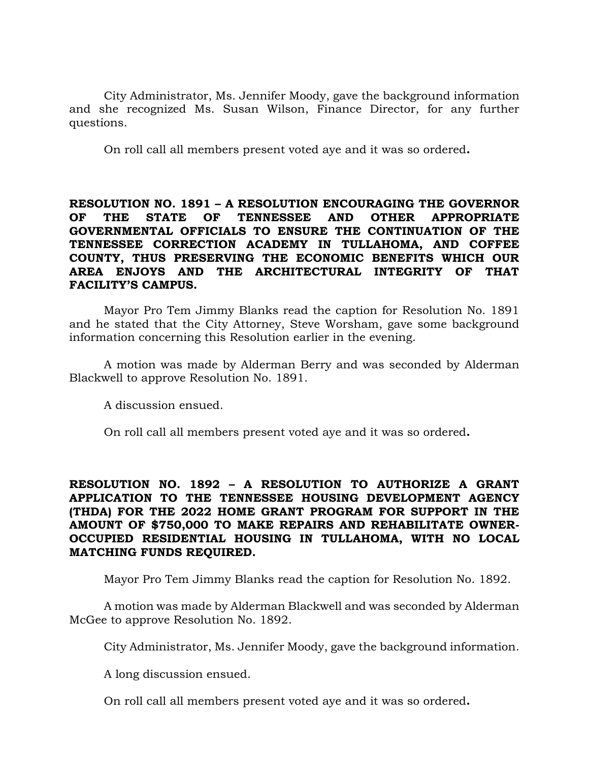City Administrator, Ms. Jennifer Moody, gave the background information and she recognized Ms. Susan Wilson, Finance Director, for any further questions.

On roll call all members present voted aye and it was so ordered**.**

**RESOLUTION NO. 1891 – A RESOLUTION ENCOURAGING THE GOVERNOR OF THE STATE OF TENNESSEE AND OTHER APPROPRIATE GOVERNMENTAL OFFICIALS TO ENSURE THE CONTINUATION OF THE TENNESSEE CORRECTION ACADEMY IN TULLAHOMA, AND COFFEE COUNTY, THUS PRESERVING THE ECONOMIC BENEFITS WHICH OUR AREA ENJOYS AND THE ARCHITECTURAL INTEGRITY OF THAT FACILITY'S CAMPUS.**

Mayor Pro Tem Jimmy Blanks read the caption for Resolution No. 1891 and he stated that the City Attorney, Steve Worsham, gave some background information concerning this Resolution earlier in the evening.

A motion was made by Alderman Berry and was seconded by Alderman Blackwell to approve Resolution No. 1891.

A discussion ensued.

On roll call all members present voted aye and it was so ordered**.**

**RESOLUTION NO. 1892 – A RESOLUTION TO AUTHORIZE A GRANT APPLICATION TO THE TENNESSEE HOUSING DEVELOPMENT AGENCY (THDA) FOR THE 2022 HOME GRANT PROGRAM FOR SUPPORT IN THE AMOUNT OF $750,000 TO MAKE REPAIRS AND REHABILITATE OWNER-OCCUPIED RESIDENTIAL HOUSING IN TULLAHOMA, WITH NO LOCAL MATCHING FUNDS REQUIRED.**

Mayor Pro Tem Jimmy Blanks read the caption for Resolution No. 1892.

A motion was made by Alderman Blackwell and was seconded by Alderman McGee to approve Resolution No. 1892.

City Administrator, Ms. Jennifer Moody, gave the background information.

A long discussion ensued.

On roll call all members present voted aye and it was so ordered**.**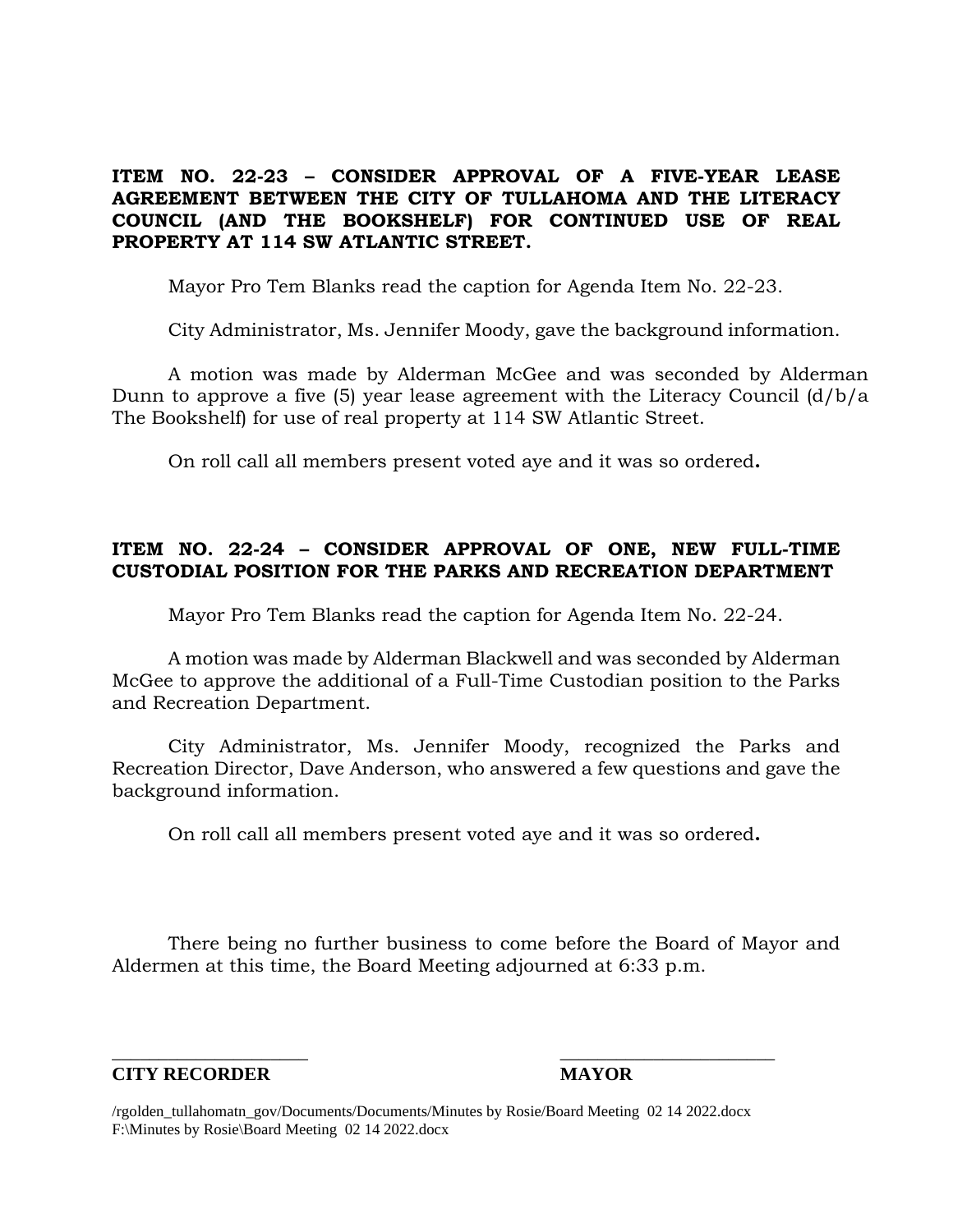**ITEM NO. 22-23 – CONSIDER APPROVAL OF A FIVE-YEAR LEASE AGREEMENT BETWEEN THE CITY OF TULLAHOMA AND THE LITERACY COUNCIL (AND THE BOOKSHELF) FOR CONTINUED USE OF REAL PROPERTY AT 114 SW ATLANTIC STREET.**

Mayor Pro Tem Blanks read the caption for Agenda Item No. 22-23.

City Administrator, Ms. Jennifer Moody, gave the background information.

A motion was made by Alderman McGee and was seconded by Alderman Dunn to approve a five (5) year lease agreement with the Literacy Council (d/b/a The Bookshelf) for use of real property at 114 SW Atlantic Street.

On roll call all members present voted aye and it was so ordered**.**

**ITEM NO. 22-24 – CONSIDER APPROVAL OF ONE, NEW FULL-TIME CUSTODIAL POSITION FOR THE PARKS AND RECREATION DEPARTMENT**

Mayor Pro Tem Blanks read the caption for Agenda Item No. 22-24.

A motion was made by Alderman Blackwell and was seconded by Alderman McGee to approve the additional of a Full-Time Custodian position to the Parks and Recreation Department.

City Administrator, Ms. Jennifer Moody, recognized the Parks and Recreation Director, Dave Anderson, who answered a few questions and gave the background information.

On roll call all members present voted aye and it was so ordered**.**

There being no further business to come before the Board of Mayor and Aldermen at this time, the Board Meeting adjourned at 6:33 p.m.

______________________ ______________________

**CITY RECORDER** **MAYOR**

/rgolden_tullahomatn_gov/Documents/Documents/Minutes by Rosie/Board Meeting 02 14 2022.docx
F:\Minutes by Rosie\Board Meeting 02 14 2022.docx